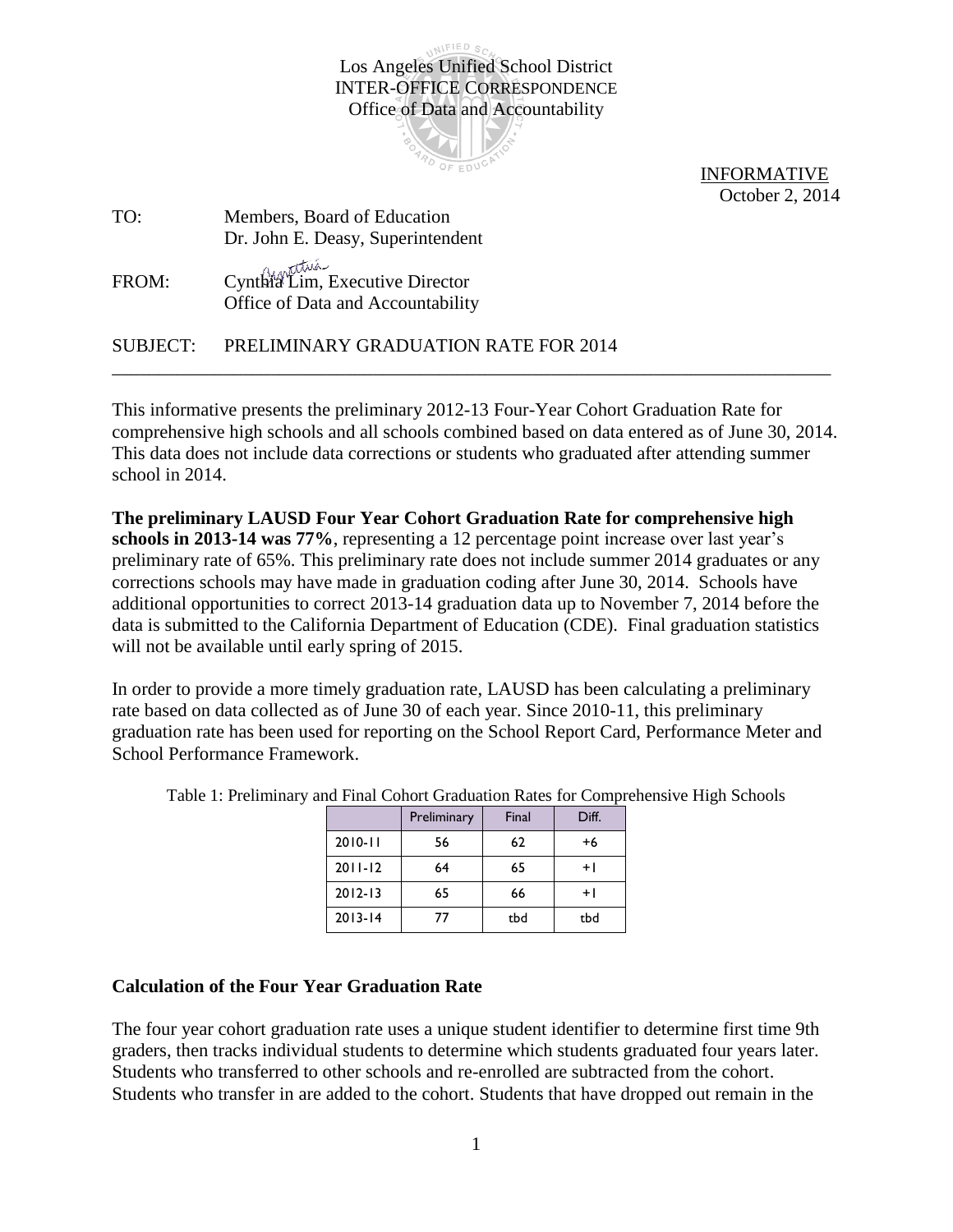Los Angeles Unified School District
INTER-OFFICE CORRESPONDENCE
Office of Data and Accountability

INFORMATIVE
October 2, 2014

TO: Members, Board of Education
Dr. John E. Deasy, Superintendent

FROM: Cynthia Lim, Executive Director
Office of Data and Accountability

SUBJECT: PRELIMINARY GRADUATION RATE FOR 2014

---

This informative presents the preliminary 2012-13 Four-Year Cohort Graduation Rate for comprehensive high schools and all schools combined based on data entered as of June 30, 2014. This data does not include data corrections or students who graduated after attending summer school in 2014.

**The preliminary LAUSD Four Year Cohort Graduation Rate for comprehensive high schools in 2013-14 was 77%**, representing a 12 percentage point increase over last year's preliminary rate of 65%. This preliminary rate does not include summer 2014 graduates or any corrections schools may have made in graduation coding after June 30, 2014. Schools have additional opportunities to correct 2013-14 graduation data up to November 7, 2014 before the data is submitted to the California Department of Education (CDE). Final graduation statistics will not be available until early spring of 2015.

In order to provide a more timely graduation rate, LAUSD has been calculating a preliminary rate based on data collected as of June 30 of each year. Since 2010-11, this preliminary graduation rate has been used for reporting on the School Report Card, Performance Meter and School Performance Framework.

Table 1: Preliminary and Final Cohort Graduation Rates for Comprehensive High Schools

| | Preliminary | Final | Diff. |
|---|---|---|---|
| 2010-11 | 56 | 62 | +6 |
| 2011-12 | 64 | 65 | +1 |
| 2012-13 | 65 | 66 | +1 |
| 2013-14 | 77 | tbd | tbd |

## Calculation of the Four Year Graduation Rate

The four year cohort graduation rate uses a unique student identifier to determine first time 9th graders, then tracks individual students to determine which students graduated four years later. Students who transferred to other schools and re-enrolled are subtracted from the cohort. Students who transfer in are added to the cohort. Students that have dropped out remain in the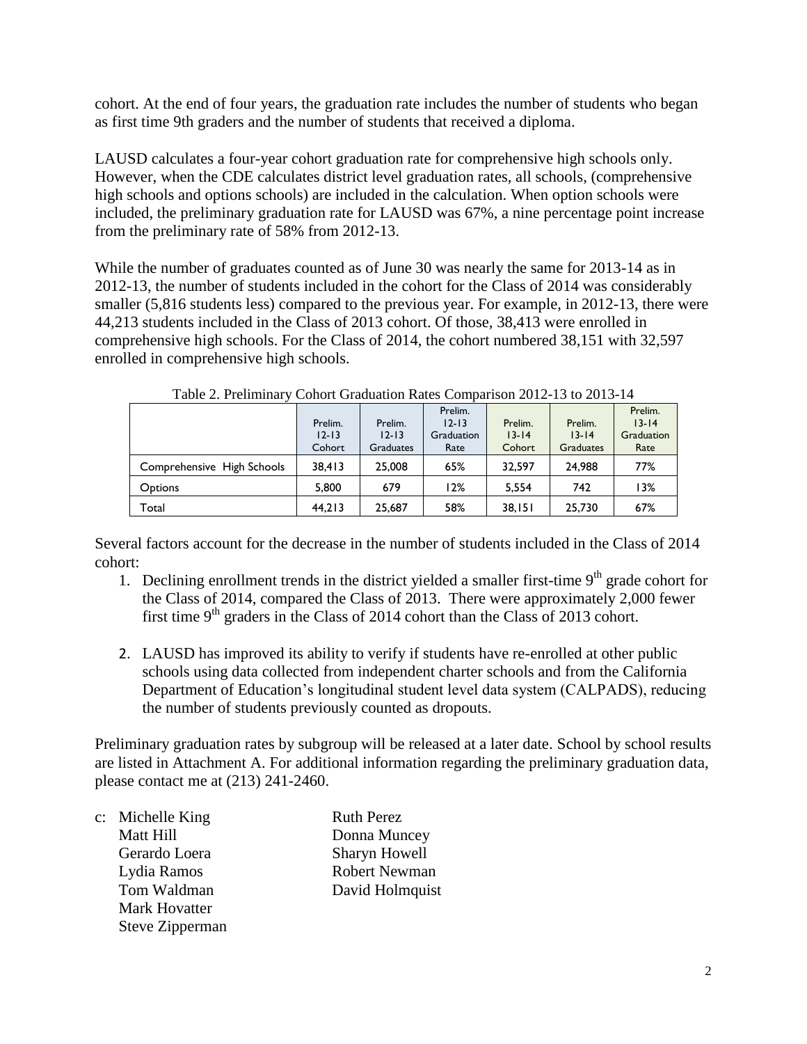cohort. At the end of four years, the graduation rate includes the number of students who began as first time 9th graders and the number of students that received a diploma.

LAUSD calculates a four-year cohort graduation rate for comprehensive high schools only. However, when the CDE calculates district level graduation rates, all schools, (comprehensive high schools and options schools) are included in the calculation. When option schools were included, the preliminary graduation rate for LAUSD was 67%, a nine percentage point increase from the preliminary rate of 58% from 2012-13.

While the number of graduates counted as of June 30 was nearly the same for 2013-14 as in 2012-13, the number of students included in the cohort for the Class of 2014 was considerably smaller (5,816 students less) compared to the previous year. For example, in 2012-13, there were 44,213 students included in the Class of 2013 cohort. Of those, 38,413 were enrolled in comprehensive high schools. For the Class of 2014, the cohort numbered 38,151 with 32,597 enrolled in comprehensive high schools.

Table 2. Preliminary Cohort Graduation Rates Comparison 2012-13 to 2013-14

| | Prelim. 12-13 Cohort | Prelim. 12-13 Graduates | Prelim. 12-13 Graduation Rate | Prelim. 13-14 Cohort | Prelim. 13-14 Graduates | Prelim. 13-14 Graduation Rate |
|---|---|---|---|---|---|---|
| Comprehensive High Schools | 38,413 | 25,008 | 65% | 32,597 | 24,988 | 77% |
| Options | 5,800 | 679 | 12% | 5,554 | 742 | 13% |
| Total | 44,213 | 25,687 | 58% | 38,151 | 25,730 | 67% |

Several factors account for the decrease in the number of students included in the Class of 2014 cohort:

1. Declining enrollment trends in the district yielded a smaller first-time 9th grade cohort for the Class of 2014, compared the Class of 2013. There were approximately 2,000 fewer first time 9th graders in the Class of 2014 cohort than the Class of 2013 cohort.

2. LAUSD has improved its ability to verify if students have re-enrolled at other public schools using data collected from independent charter schools and from the California Department of Education's longitudinal student level data system (CALPADS), reducing the number of students previously counted as dropouts.

Preliminary graduation rates by subgroup will be released at a later date. School by school results are listed in Attachment A. For additional information regarding the preliminary graduation data, please contact me at (213) 241-2460.

c: Michelle King
Matt Hill
Gerardo Loera
Lydia Ramos
Tom Waldman
Mark Hovatter
Steve Zipperman
Ruth Perez
Donna Muncey
Sharyn Howell
Robert Newman
David Holmquist